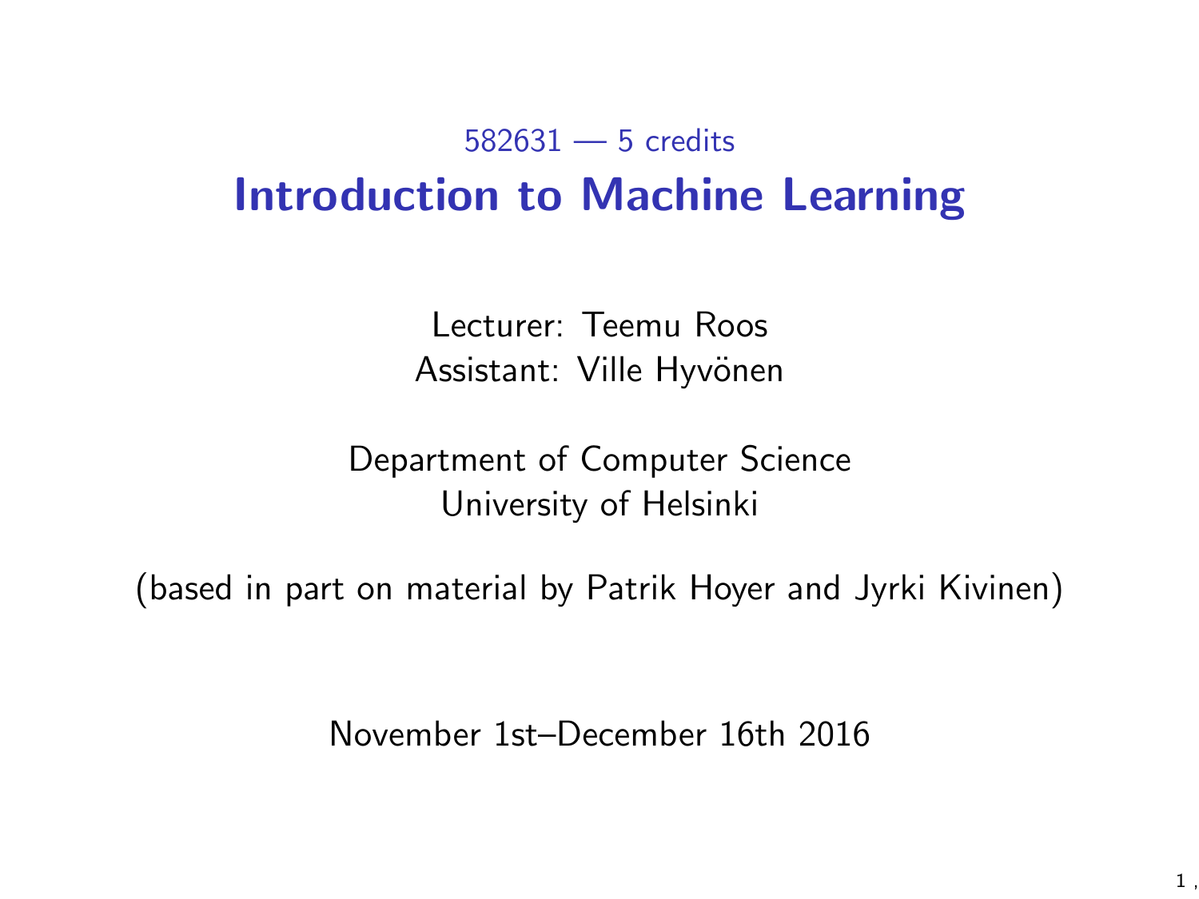582631 — 5 credits

# Introduction to Machine Learning

Lecturer: Teemu Roos
Assistant: Ville Hyvönen

Department of Computer Science
University of Helsinki

(based in part on material by Patrik Hoyer and Jyrki Kivinen)

November 1st–December 16th 2016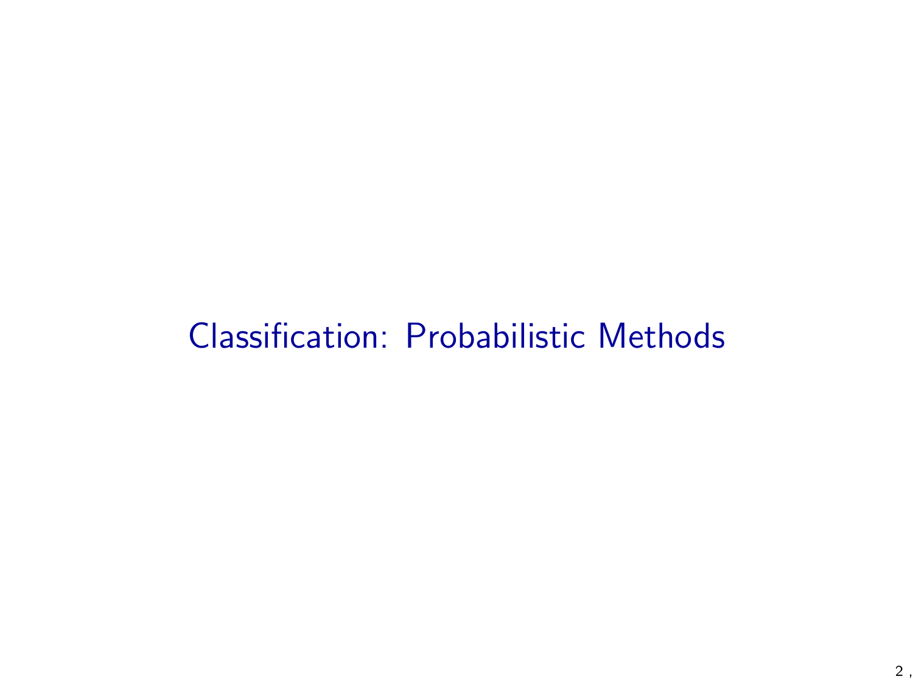# Classification: Probabilistic Methods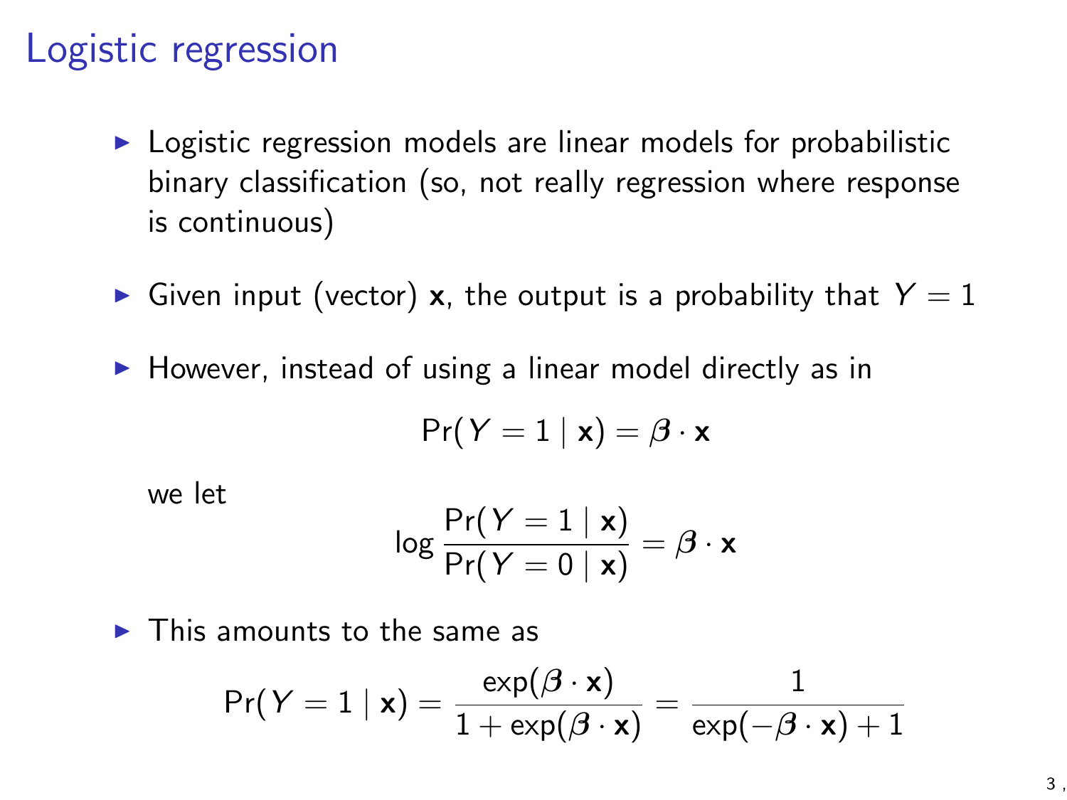# Logistic regression

- Logistic regression models are linear models for probabilistic binary classification (so, not really regression where response is continuous)

- Given input (vector) $\mathbf{x}$, the output is a probability that $Y = 1$

- However, instead of using a linear model directly as in

  $$\Pr(Y = 1 \mid \mathbf{x}) = \boldsymbol{\beta} \cdot \mathbf{x}$$

  we let

  $$\log \frac{\Pr(Y = 1 \mid \mathbf{x})}{\Pr(Y = 0 \mid \mathbf{x})} = \boldsymbol{\beta} \cdot \mathbf{x}$$

- This amounts to the same as

  $$\Pr(Y = 1 \mid \mathbf{x}) = \frac{\exp(\boldsymbol{\beta} \cdot \mathbf{x})}{1 + \exp(\boldsymbol{\beta} \cdot \mathbf{x})} = \frac{1}{\exp(-\boldsymbol{\beta} \cdot \mathbf{x}) + 1}$$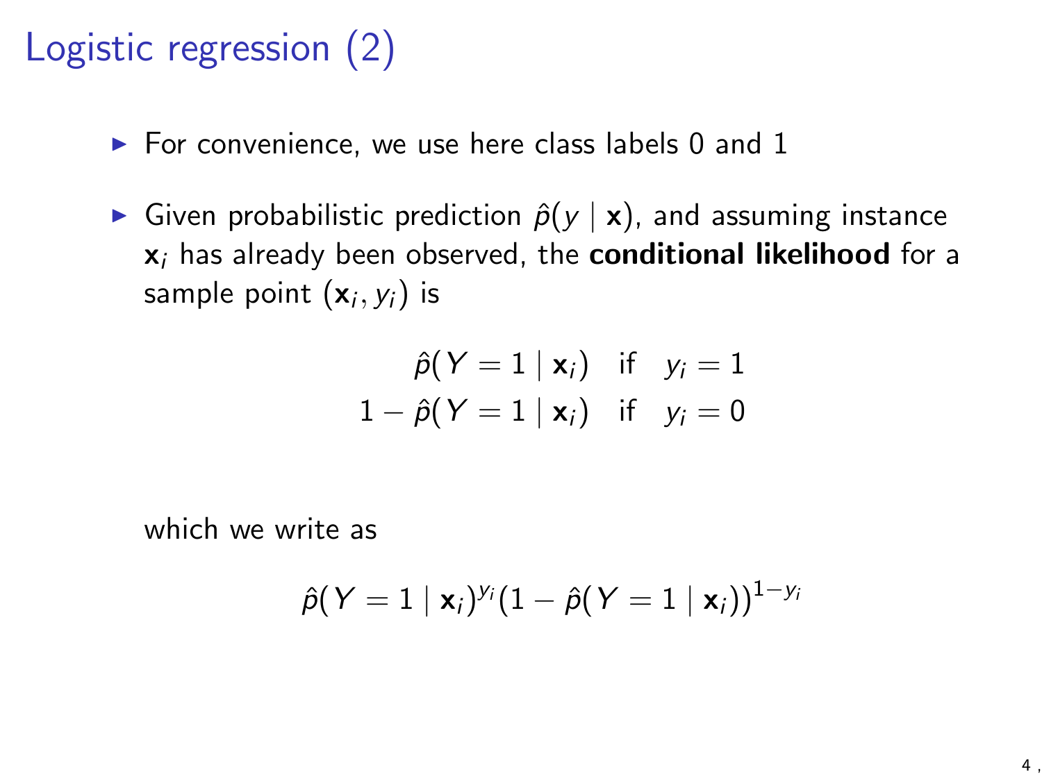# Logistic regression (2)

- For convenience, we use here class labels 0 and 1
- Given probabilistic prediction $\hat{p}(y \mid \mathbf{x})$, and assuming instance $\mathbf{x}_i$ has already been observed, the **conditional likelihood** for a sample point $(\mathbf{x}_i, y_i)$ is

$$
\begin{array}{rl}
\hat{p}(Y = 1 \mid \mathbf{x}_i) & \text{if} \quad y_i = 1 \\
1 - \hat{p}(Y = 1 \mid \mathbf{x}_i) & \text{if} \quad y_i = 0
\end{array}
$$

  which we write as

$$
\hat{p}(Y = 1 \mid \mathbf{x}_i)^{y_i} (1 - \hat{p}(Y = 1 \mid \mathbf{x}_i))^{1 - y_i}
$$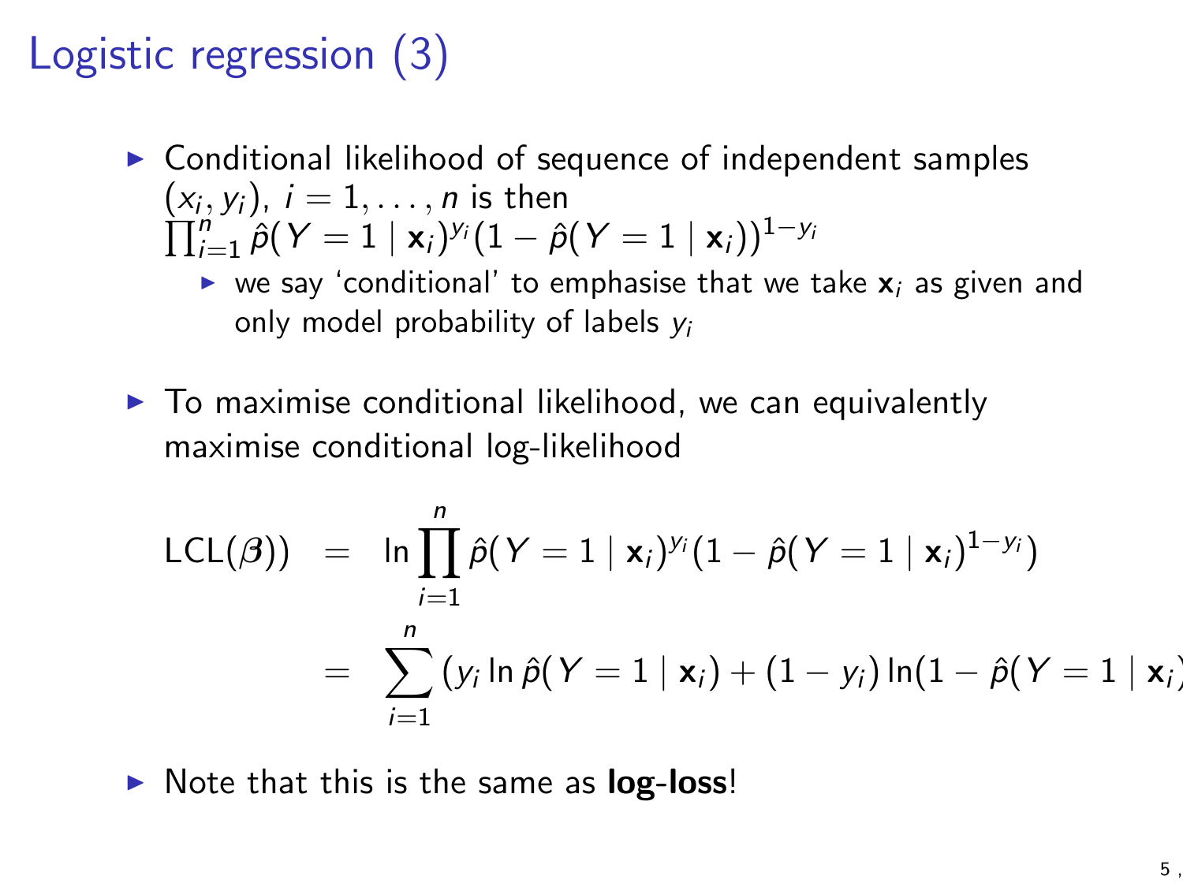# Logistic regression (3)

- Conditional likelihood of sequence of independent samples $(x_i, y_i)$, $i = 1, \ldots, n$ is then $\prod_{i=1}^{n} \hat{p}(Y = 1 \mid \mathbf{x}_i)^{y_i}(1 - \hat{p}(Y = 1 \mid \mathbf{x}_i))^{1-y_i}$
  - we say 'conditional' to emphasise that we take $\mathbf{x}_i$ as given and only model probability of labels $y_i$

- To maximise conditional likelihood, we can equivalently maximise conditional log-likelihood

$$
\begin{aligned}
\mathrm{LCL}(\boldsymbol{\beta})) &= \ln \prod_{i=1}^{n} \hat{p}(Y = 1 \mid \mathbf{x}_i)^{y_i}(1 - \hat{p}(Y = 1 \mid \mathbf{x}_i)^{1-y_i}) \\
&= \sum_{i=1}^{n} (y_i \ln \hat{p}(Y = 1 \mid \mathbf{x}_i) + (1 - y_i) \ln(1 - \hat{p}(Y = 1 \mid \mathbf{x}_i
\end{aligned}
$$

- Note that this is the same as **log-loss**!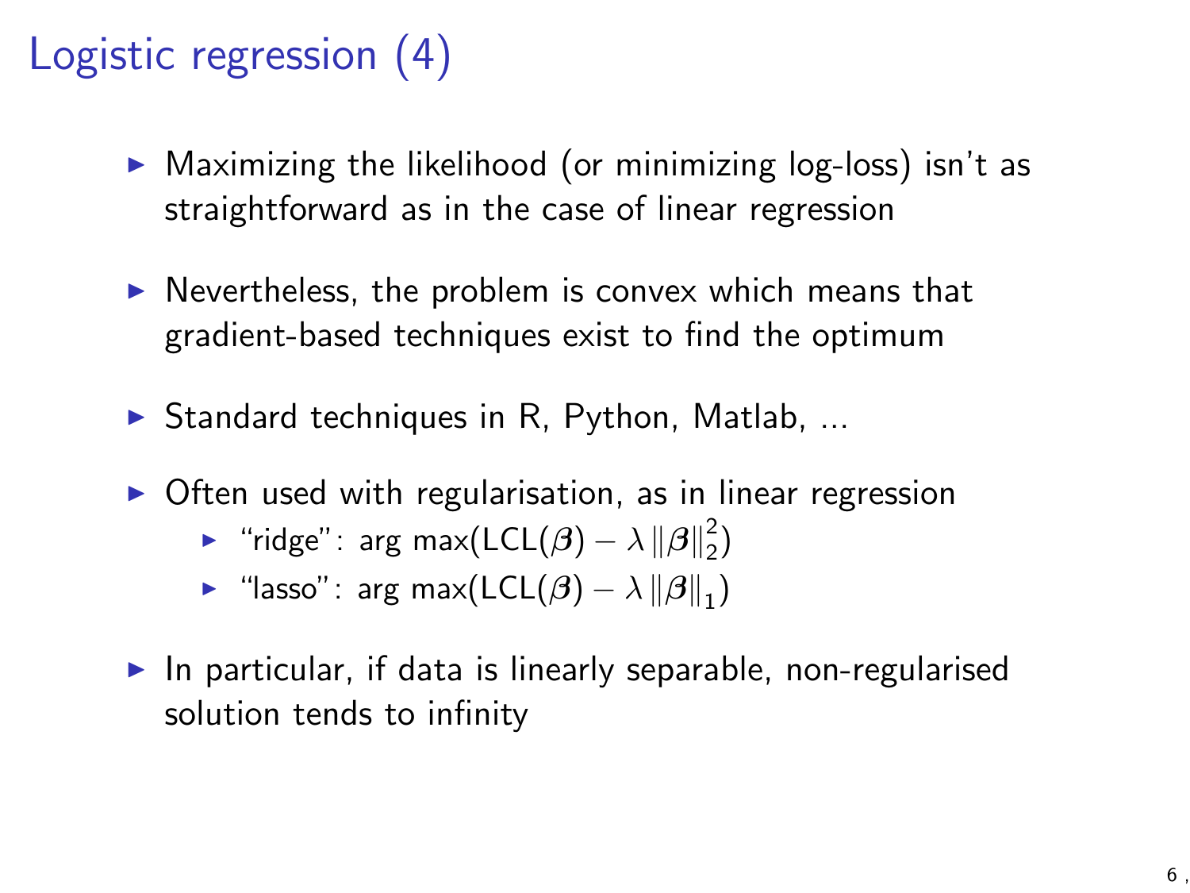# Logistic regression (4)

- Maximizing the likelihood (or minimizing log-loss) isn't as straightforward as in the case of linear regression
- Nevertheless, the problem is convex which means that gradient-based techniques exist to find the optimum
- Standard techniques in R, Python, Matlab, ...
- Often used with regularisation, as in linear regression
  - "ridge": $\arg\max(\text{LCL}(\boldsymbol{\beta}) - \lambda \|\boldsymbol{\beta}\|_2^2)$
  - "lasso": $\arg\max(\text{LCL}(\boldsymbol{\beta}) - \lambda \|\boldsymbol{\beta}\|_1)$
- In particular, if data is linearly separable, non-regularised solution tends to infinity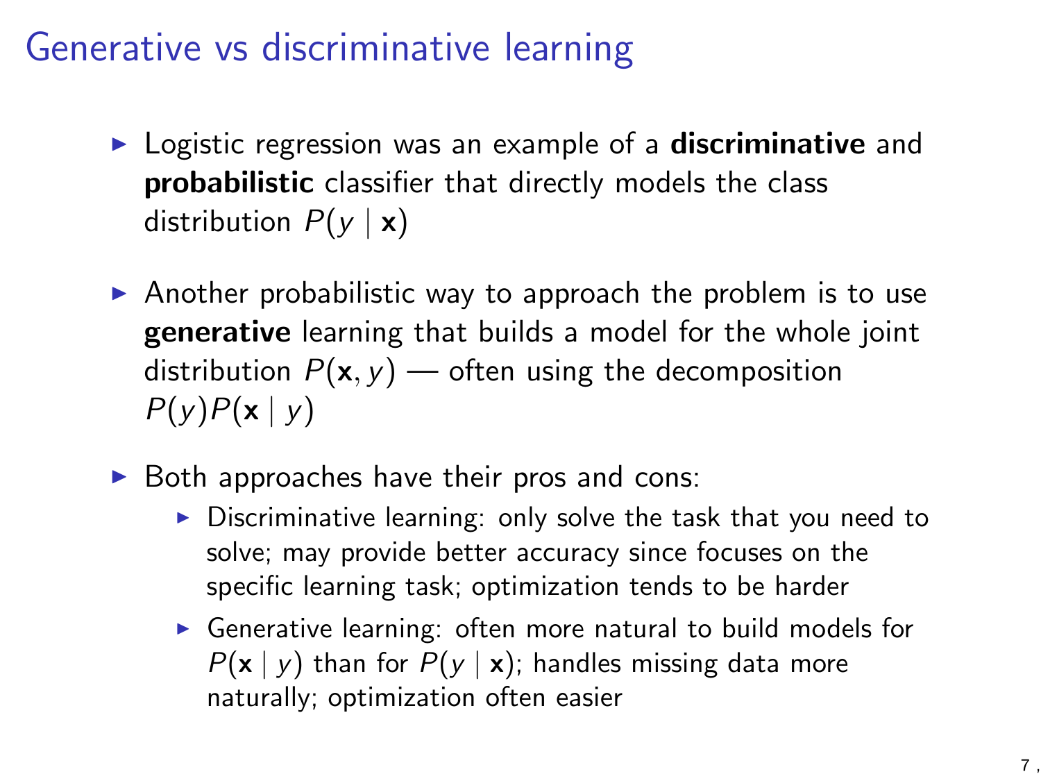# Generative vs discriminative learning

- Logistic regression was an example of a **discriminative** and **probabilistic** classifier that directly models the class distribution $P(y \mid \mathbf{x})$

- Another probabilistic way to approach the problem is to use **generative** learning that builds a model for the whole joint distribution $P(\mathbf{x}, y)$ — often using the decomposition $P(y)P(\mathbf{x} \mid y)$

- Both approaches have their pros and cons:
  - Discriminative learning: only solve the task that you need to solve; may provide better accuracy since focuses on the specific learning task; optimization tends to be harder
  - Generative learning: often more natural to build models for $P(\mathbf{x} \mid y)$ than for $P(y \mid \mathbf{x})$; handles missing data more naturally; optimization often easier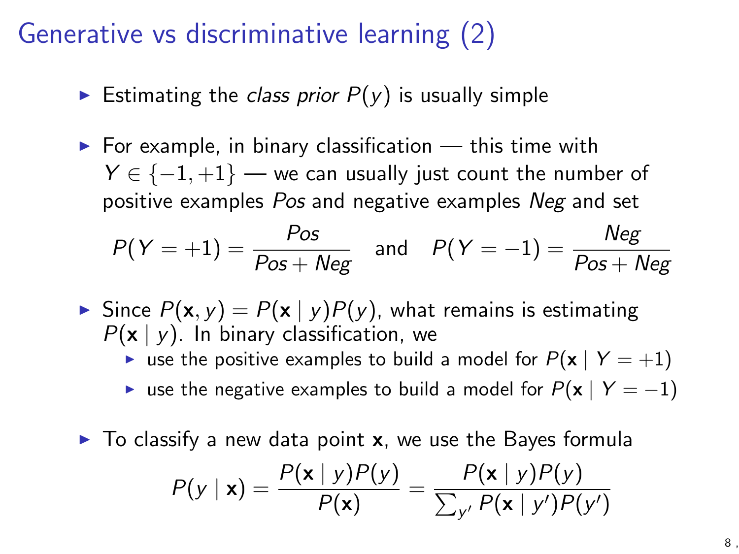# Generative vs discriminative learning (2)

- Estimating the *class prior* $P(y)$ is usually simple
- For example, in binary classification — this time with $Y \in \{-1, +1\}$ — we can usually just count the number of positive examples *Pos* and negative examples *Neg* and set

$$P(Y = +1) = \frac{Pos}{Pos + Neg} \quad \text{and} \quad P(Y = -1) = \frac{Neg}{Pos + Neg}$$

- Since $P(\mathbf{x}, y) = P(\mathbf{x} \mid y)P(y)$, what remains is estimating $P(\mathbf{x} \mid y)$. In binary classification, we
  - use the positive examples to build a model for $P(\mathbf{x} \mid Y = +1)$
  - use the negative examples to build a model for $P(\mathbf{x} \mid Y = -1)$
- To classify a new data point $\mathbf{x}$, we use the Bayes formula

$$P(y \mid \mathbf{x}) = \frac{P(\mathbf{x} \mid y)P(y)}{P(\mathbf{x})} = \frac{P(\mathbf{x} \mid y)P(y)}{\sum_{y'} P(\mathbf{x} \mid y')P(y')}$$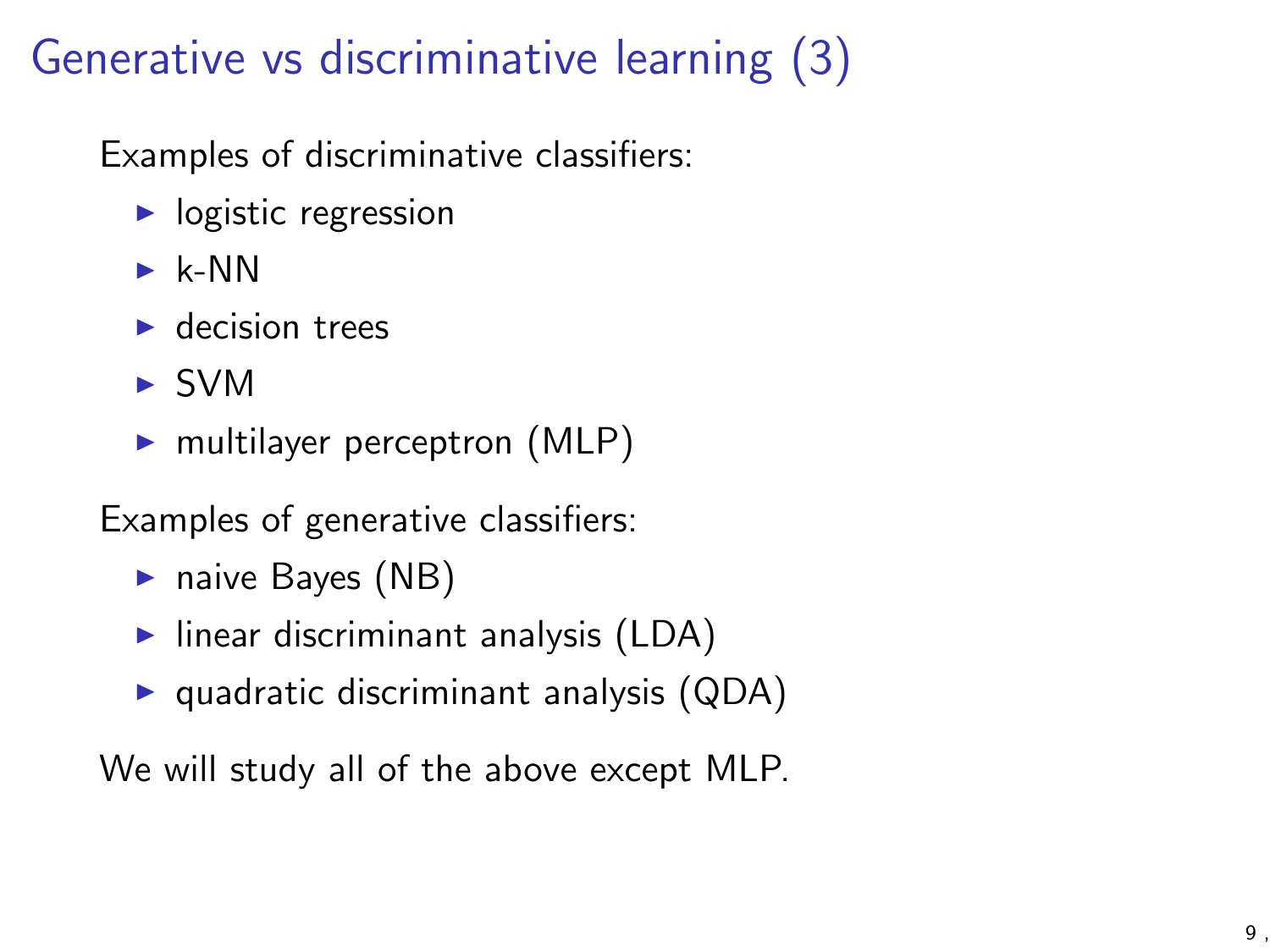# Generative vs discriminative learning (3)

Examples of discriminative classifiers:

- logistic regression
- k-NN
- decision trees
- SVM
- multilayer perceptron (MLP)

Examples of generative classifiers:

- naive Bayes (NB)
- linear discriminant analysis (LDA)
- quadratic discriminant analysis (QDA)

We will study all of the above except MLP.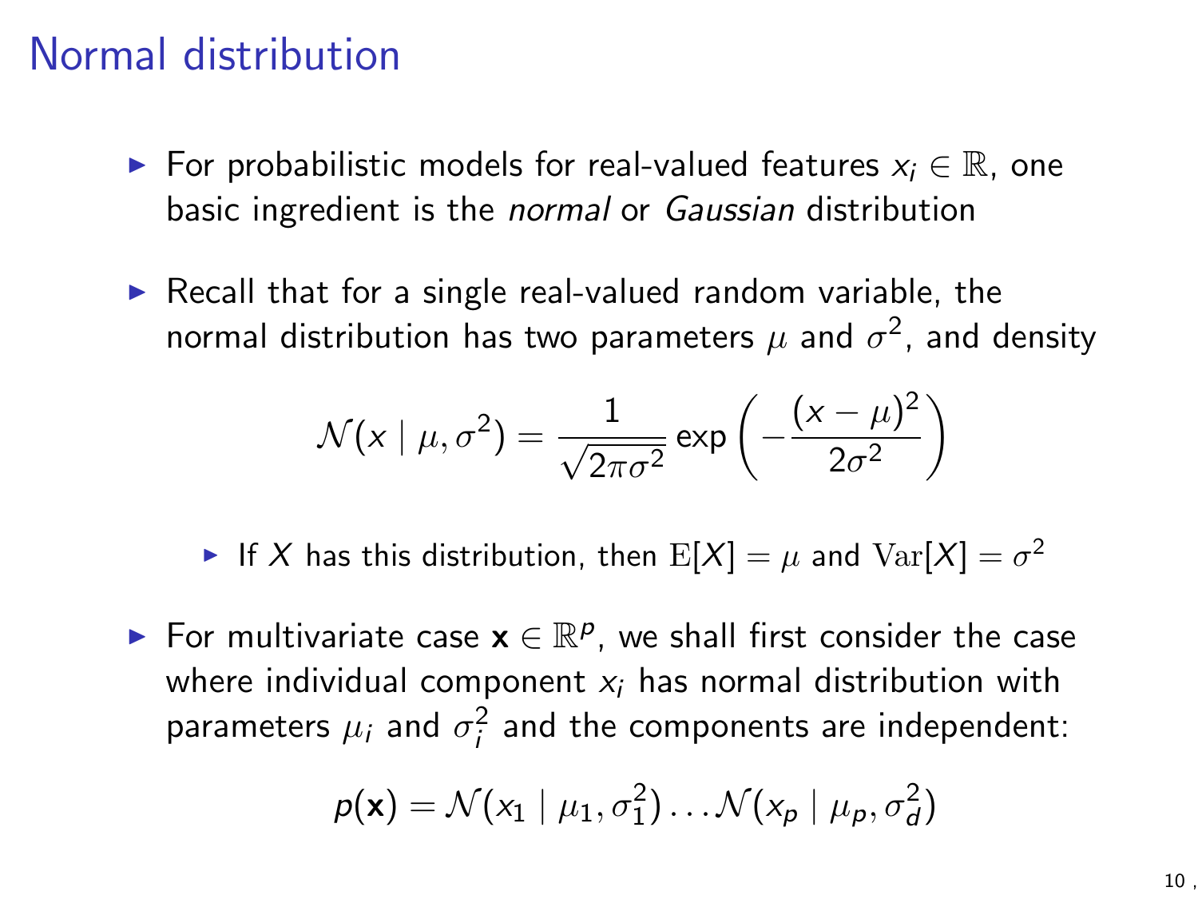# Normal distribution

- For probabilistic models for real-valued features $x_i \in \mathbb{R}$, one basic ingredient is the *normal* or *Gaussian* distribution

- Recall that for a single real-valued random variable, the normal distribution has two parameters $\mu$ and $\sigma^2$, and density

$$\mathcal{N}(x \mid \mu, \sigma^2) = \frac{1}{\sqrt{2\pi\sigma^2}} \exp\left(-\frac{(x-\mu)^2}{2\sigma^2}\right)$$

  - If $X$ has this distribution, then $\mathrm{E}[X] = \mu$ and $\mathrm{Var}[X] = \sigma^2$

- For multivariate case $\mathbf{x} \in \mathbb{R}^p$, we shall first consider the case where individual component $x_i$ has normal distribution with parameters $\mu_i$ and $\sigma_i^2$ and the components are independent:

$$p(\mathbf{x}) = \mathcal{N}(x_1 \mid \mu_1, \sigma_1^2) \ldots \mathcal{N}(x_p \mid \mu_p, \sigma_d^2)$$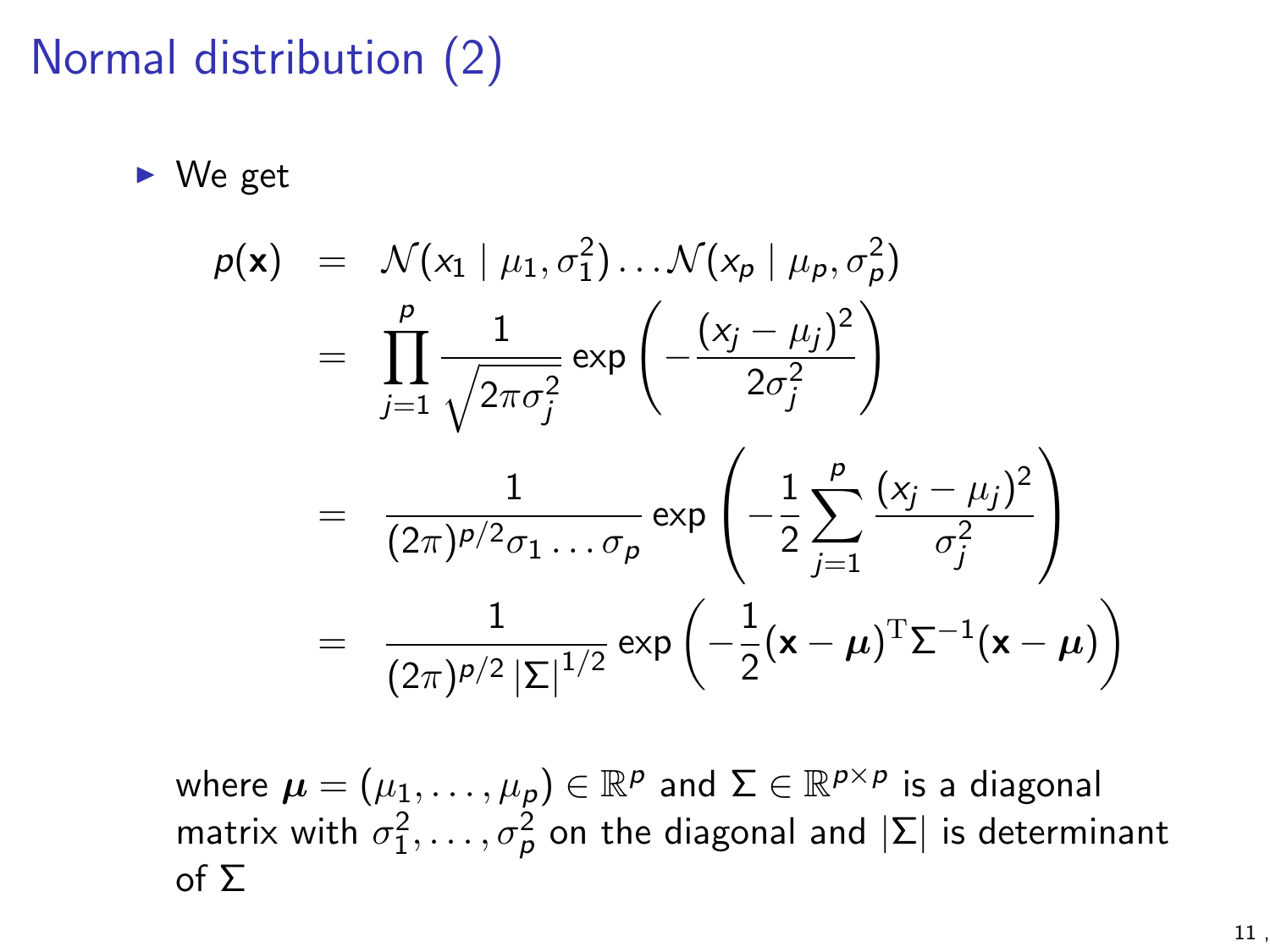# Normal distribution (2)

- We get

$$
\begin{aligned}
p(\mathbf{x}) &= \mathcal{N}(x_1 \mid \mu_1, \sigma_1^2) \dots \mathcal{N}(x_p \mid \mu_p, \sigma_p^2) \\
&= \prod_{j=1}^{p} \frac{1}{\sqrt{2\pi\sigma_j^2}} \exp\left(-\frac{(x_j - \mu_j)^2}{2\sigma_j^2}\right) \\
&= \frac{1}{(2\pi)^{p/2}\sigma_1 \dots \sigma_p} \exp\left(-\frac{1}{2}\sum_{j=1}^{p} \frac{(x_j - \mu_j)^2}{\sigma_j^2}\right) \\
&= \frac{1}{(2\pi)^{p/2} |\Sigma|^{1/2}} \exp\left(-\frac{1}{2}(\mathbf{x} - \boldsymbol{\mu})^{\mathrm{T}} \Sigma^{-1} (\mathbf{x} - \boldsymbol{\mu})\right)
\end{aligned}
$$

where $\boldsymbol{\mu} = (\mu_1, \dots, \mu_p) \in \mathbb{R}^p$ and $\Sigma \in \mathbb{R}^{p \times p}$ is a diagonal matrix with $\sigma_1^2, \dots, \sigma_p^2$ on the diagonal and $|\Sigma|$ is determinant of $\Sigma$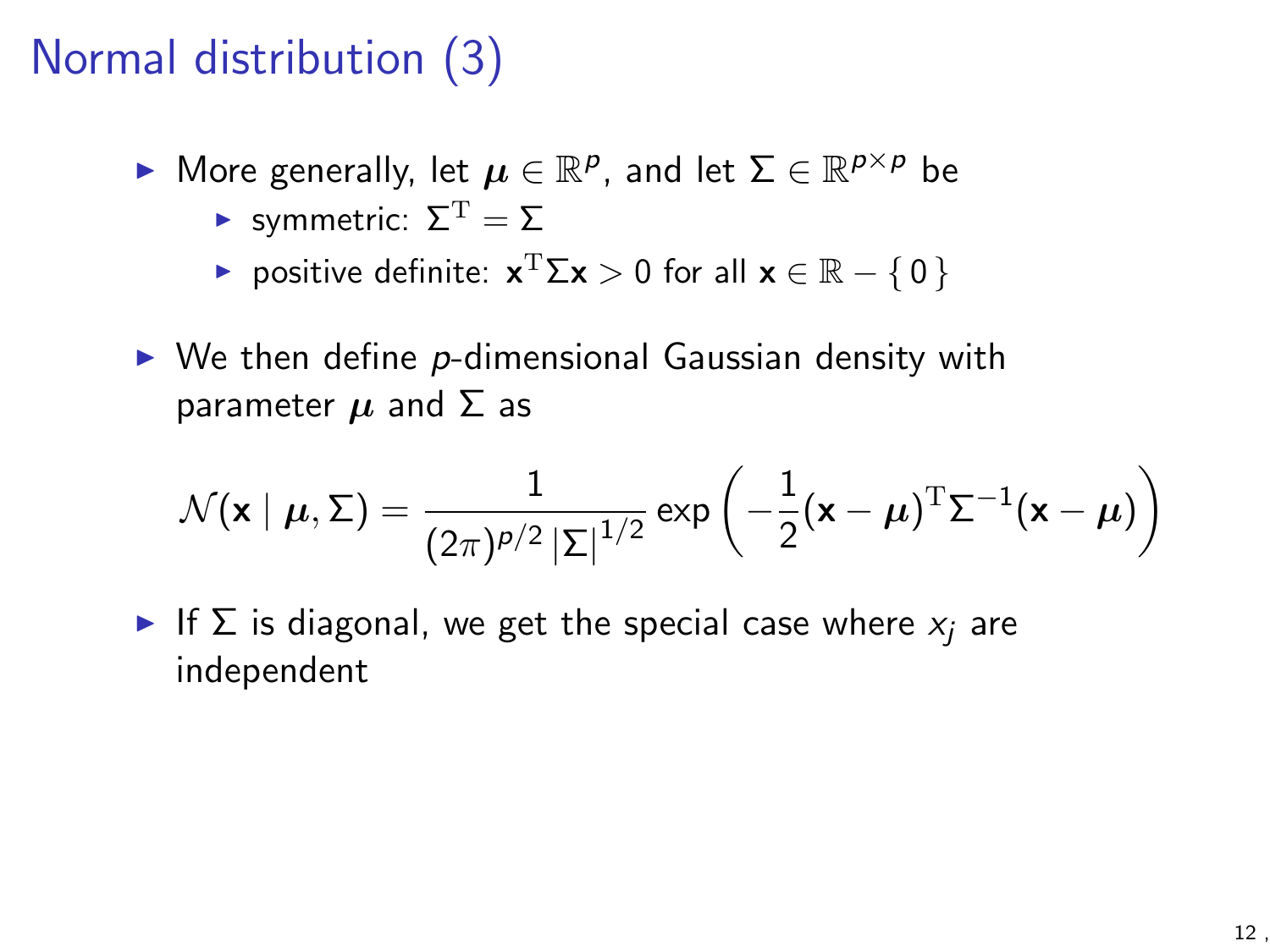# Normal distribution (3)

- More generally, let $\boldsymbol{\mu} \in \mathbb{R}^p$, and let $\Sigma \in \mathbb{R}^{p \times p}$ be
  - symmetric: $\Sigma^{\mathrm{T}} = \Sigma$
  - positive definite: $\mathbf{x}^{\mathrm{T}} \Sigma \mathbf{x} > 0$ for all $\mathbf{x} \in \mathbb{R} - \{ 0 \}$
- We then define $p$-dimensional Gaussian density with parameter $\boldsymbol{\mu}$ and $\Sigma$ as

$$\mathcal{N}(\mathbf{x} \mid \boldsymbol{\mu}, \Sigma) = \frac{1}{(2\pi)^{p/2} \left|\Sigma\right|^{1/2}} \exp\left( -\frac{1}{2} (\mathbf{x} - \boldsymbol{\mu})^{\mathrm{T}} \Sigma^{-1} (\mathbf{x} - \boldsymbol{\mu}) \right)$$

- If $\Sigma$ is diagonal, we get the special case where $x_j$ are independent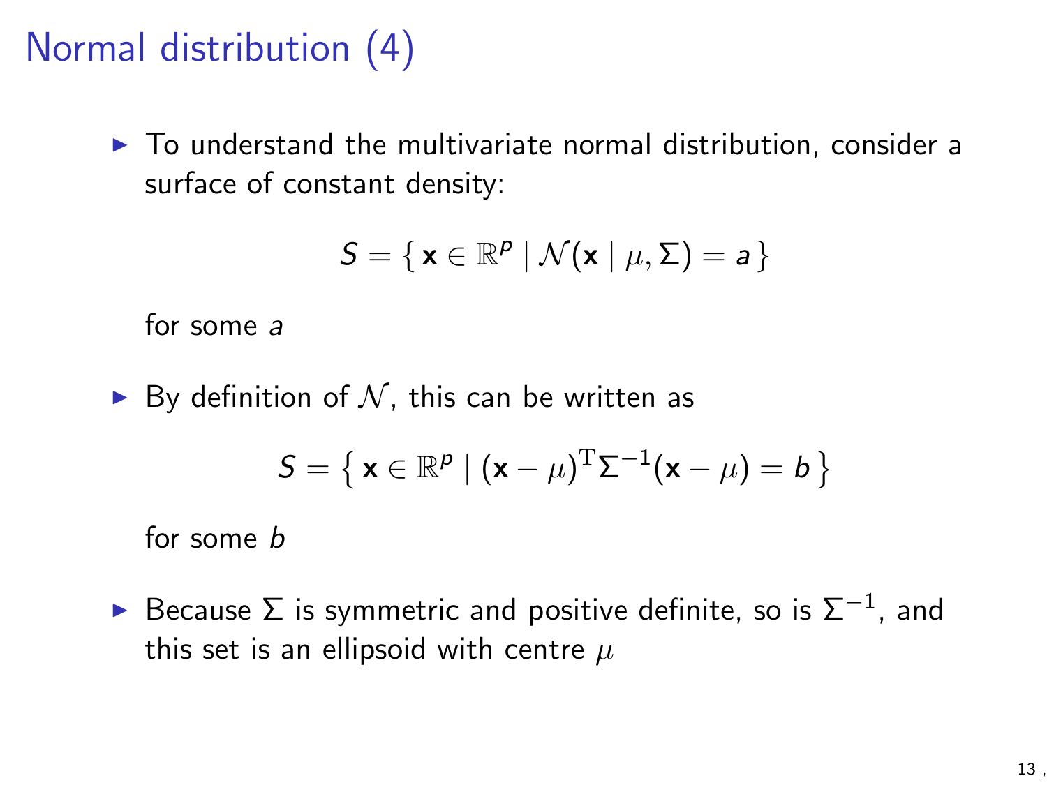# Normal distribution (4)

- To understand the multivariate normal distribution, consider a surface of constant density:

$$S = \{\, \mathbf{x} \in \mathbb{R}^p \mid \mathcal{N}(\mathbf{x} \mid \mu, \Sigma) = a \,\}$$

  for some $a$

- By definition of $\mathcal{N}$, this can be written as

$$S = \left\{\, \mathbf{x} \in \mathbb{R}^p \mid (\mathbf{x} - \mu)^{\mathrm{T}} \Sigma^{-1} (\mathbf{x} - \mu) = b \,\right\}$$

  for some $b$

- Because $\Sigma$ is symmetric and positive definite, so is $\Sigma^{-1}$, and this set is an ellipsoid with centre $\mu$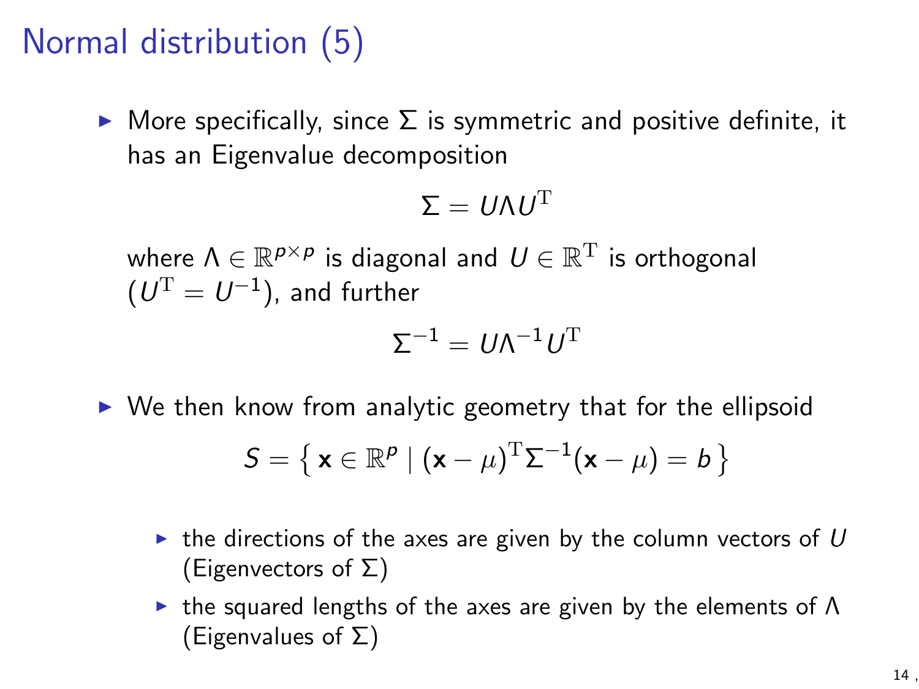# Normal distribution (5)

- More specifically, since $\Sigma$ is symmetric and positive definite, it has an Eigenvalue decomposition

$$\Sigma = U \Lambda U^{\mathrm{T}}$$

where $\Lambda \in \mathbb{R}^{p \times p}$ is diagonal and $U \in \mathbb{R}^{\mathrm{T}}$ is orthogonal ($U^{\mathrm{T}} = U^{-1}$), and further

$$\Sigma^{-1} = U \Lambda^{-1} U^{\mathrm{T}}$$

- We then know from analytic geometry that for the ellipsoid

$$S = \left\{ \mathbf{x} \in \mathbb{R}^p \mid (\mathbf{x} - \mu)^{\mathrm{T}} \Sigma^{-1} (\mathbf{x} - \mu) = b \right\}$$

  - the directions of the axes are given by the column vectors of $U$ (Eigenvectors of $\Sigma$)
  - the squared lengths of the axes are given by the elements of $\Lambda$ (Eigenvalues of $\Sigma$)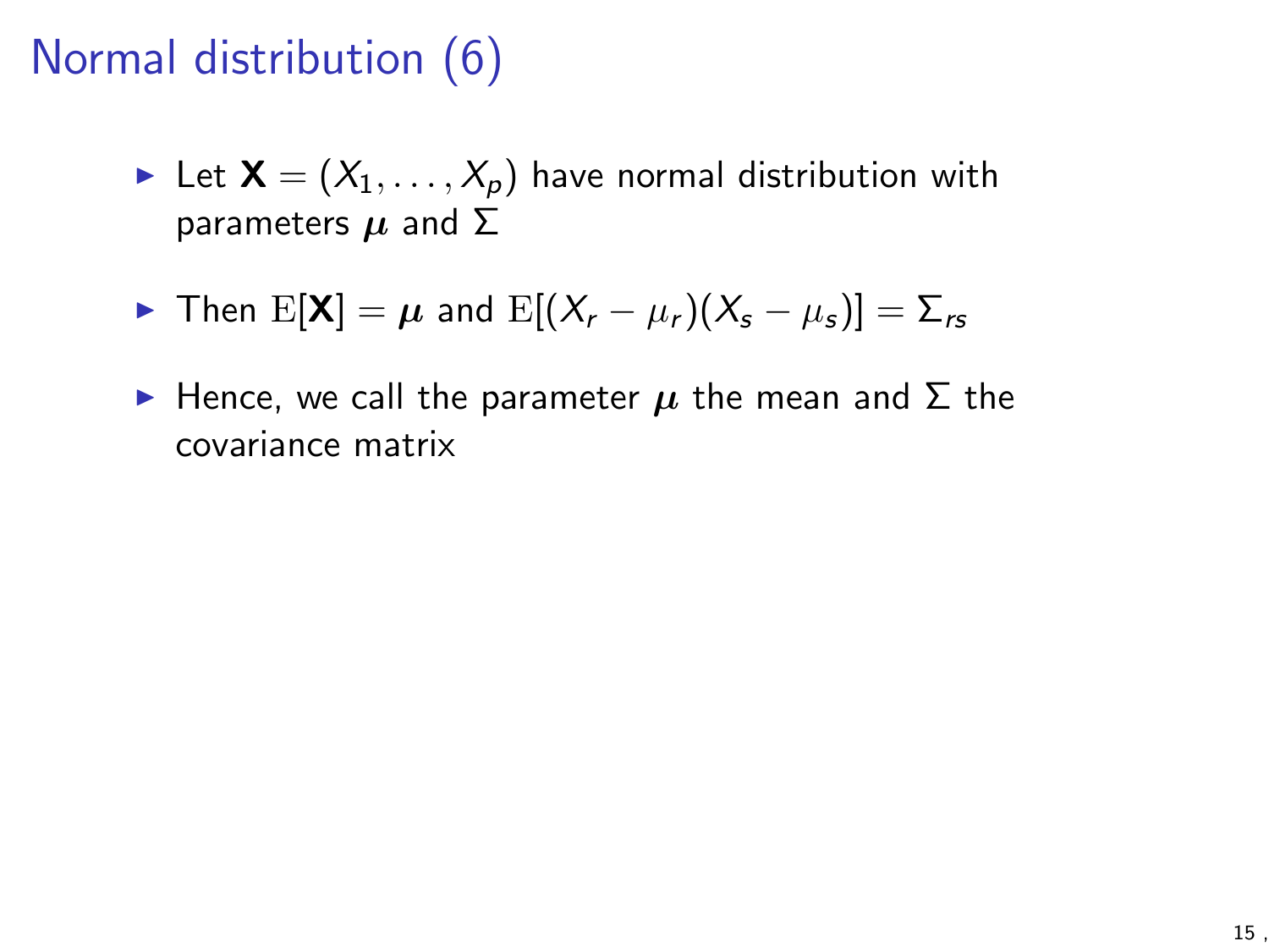# Normal distribution (6)

- Let $\mathbf{X} = (X_1, \ldots, X_p)$ have normal distribution with parameters $\boldsymbol{\mu}$ and $\Sigma$
- Then $\mathrm{E}[\mathbf{X}] = \boldsymbol{\mu}$ and $\mathrm{E}[(X_r - \mu_r)(X_s - \mu_s)] = \Sigma_{rs}$
- Hence, we call the parameter $\boldsymbol{\mu}$ the mean and $\Sigma$ the covariance matrix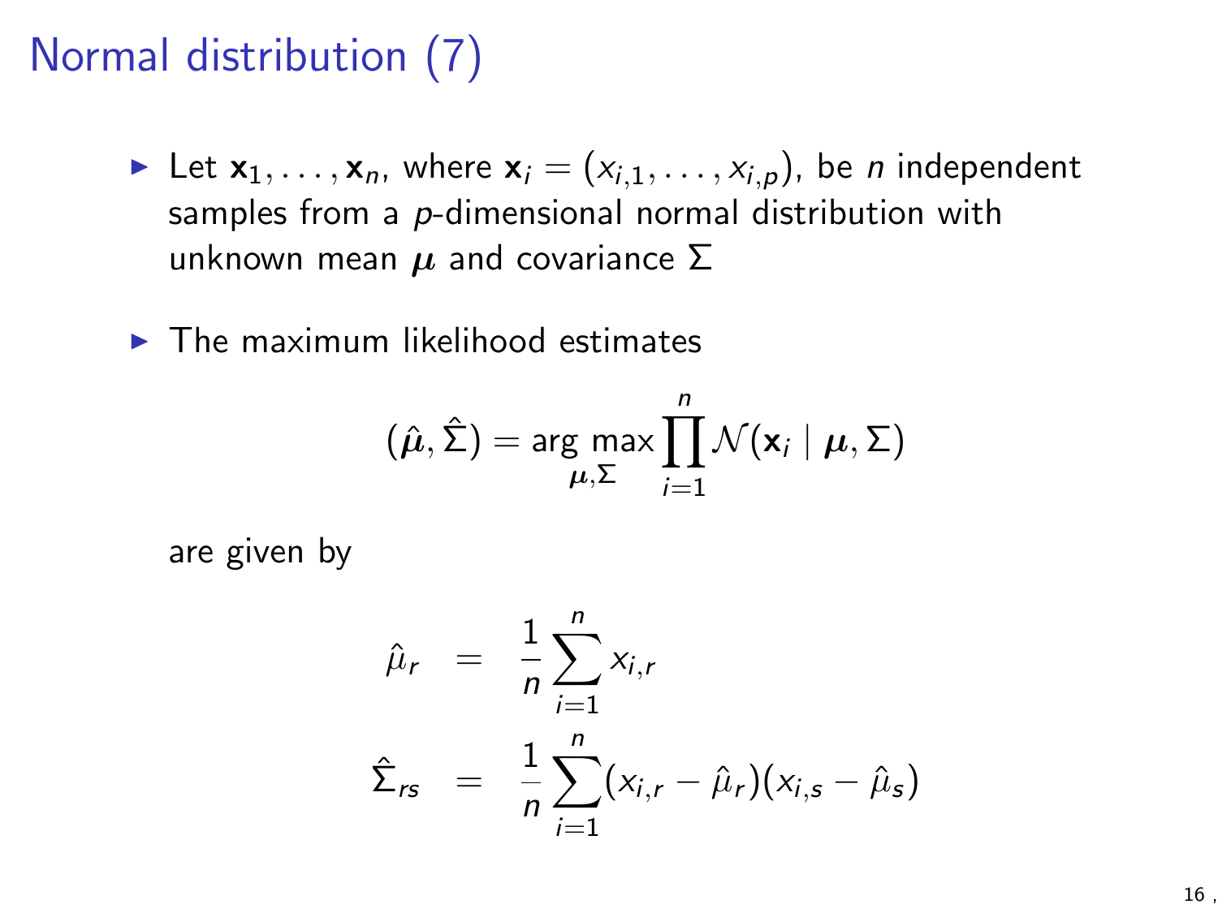# Normal distribution (7)

- Let $\mathbf{x}_1, \ldots, \mathbf{x}_n$, where $\mathbf{x}_i = (x_{i,1}, \ldots, x_{i,p})$, be $n$ independent samples from a $p$-dimensional normal distribution with unknown mean $\boldsymbol{\mu}$ and covariance $\Sigma$

- The maximum likelihood estimates

$$(\hat{\boldsymbol{\mu}}, \hat{\Sigma}) = \arg\max_{\boldsymbol{\mu}, \Sigma} \prod_{i=1}^{n} \mathcal{N}(\mathbf{x}_i \mid \boldsymbol{\mu}, \Sigma)$$

  are given by

$$\begin{aligned}
\hat{\mu}_r &= \frac{1}{n} \sum_{i=1}^{n} x_{i,r} \\
\hat{\Sigma}_{rs} &= \frac{1}{n} \sum_{i=1}^{n} (x_{i,r} - \hat{\mu}_r)(x_{i,s} - \hat{\mu}_s)
\end{aligned}$$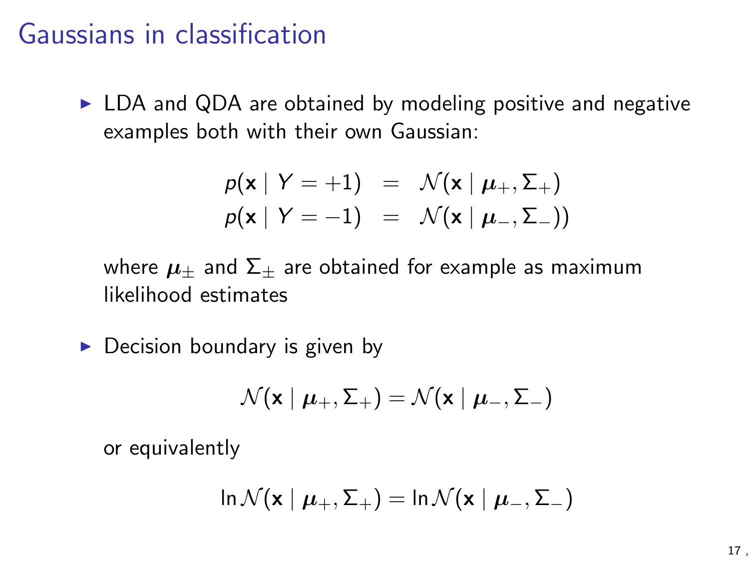# Gaussians in classification

- LDA and QDA are obtained by modeling positive and negative examples both with their own Gaussian:

$$
\begin{aligned}
p(\mathbf{x} \mid Y = +1) &= \mathcal{N}(\mathbf{x} \mid \boldsymbol{\mu}_+, \Sigma_+) \\
p(\mathbf{x} \mid Y = -1) &= \mathcal{N}(\mathbf{x} \mid \boldsymbol{\mu}_-, \Sigma_-))
\end{aligned}
$$

  where $\boldsymbol{\mu}_\pm$ and $\Sigma_\pm$ are obtained for example as maximum likelihood estimates

- Decision boundary is given by

$$
\mathcal{N}(\mathbf{x} \mid \boldsymbol{\mu}_+, \Sigma_+) = \mathcal{N}(\mathbf{x} \mid \boldsymbol{\mu}_-, \Sigma_-)
$$

  or equivalently

$$
\ln \mathcal{N}(\mathbf{x} \mid \boldsymbol{\mu}_+, \Sigma_+) = \ln \mathcal{N}(\mathbf{x} \mid \boldsymbol{\mu}_-, \Sigma_-)
$$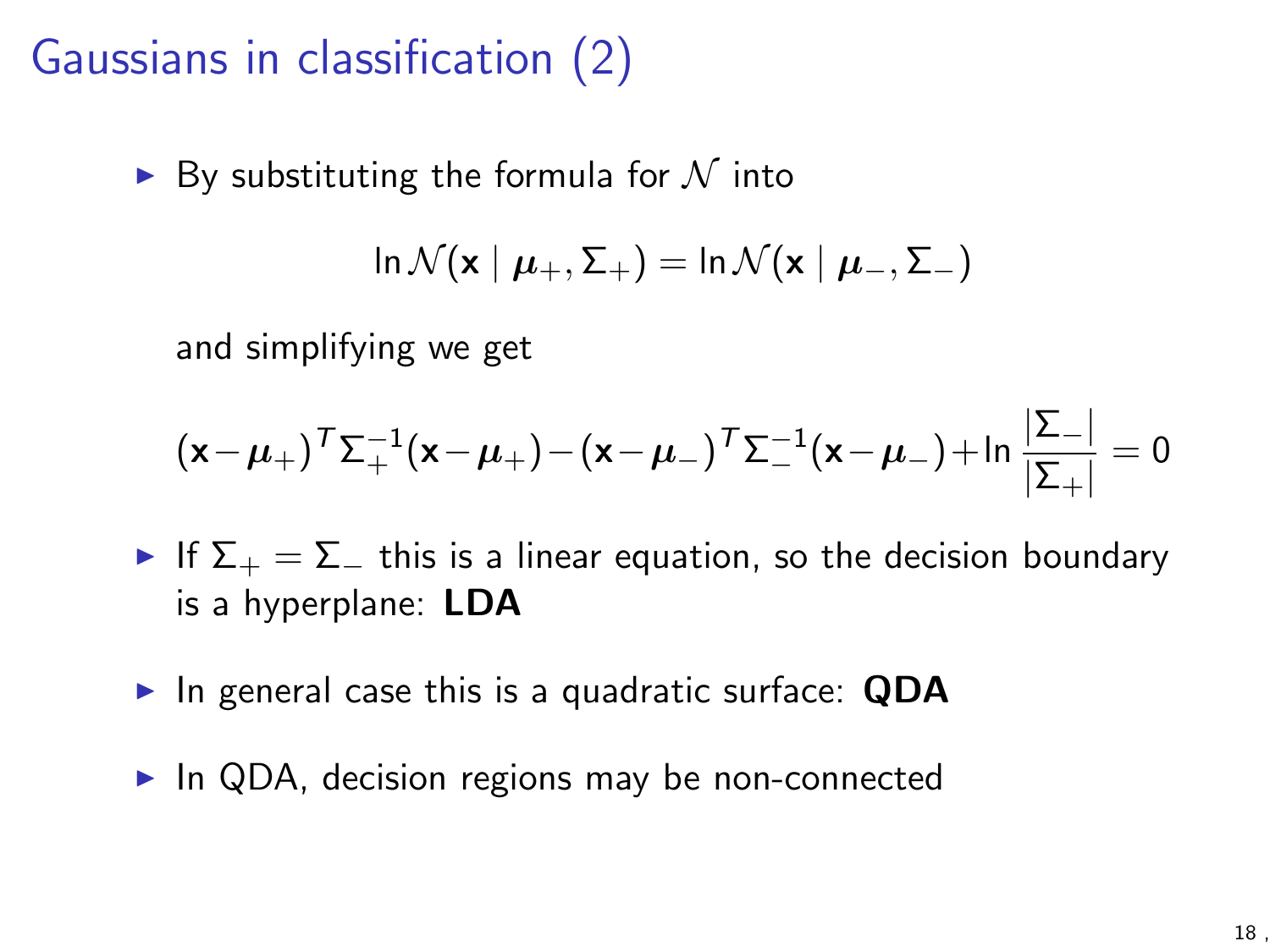# Gaussians in classification (2)

- By substituting the formula for $\mathcal{N}$ into

$$\ln \mathcal{N}(\mathbf{x} \mid \boldsymbol{\mu}_+, \Sigma_+) = \ln \mathcal{N}(\mathbf{x} \mid \boldsymbol{\mu}_-, \Sigma_-)$$

  and simplifying we get

$$(\mathbf{x} - \boldsymbol{\mu}_+)^T \Sigma_+^{-1} (\mathbf{x} - \boldsymbol{\mu}_+) - (\mathbf{x} - \boldsymbol{\mu}_-)^T \Sigma_-^{-1} (\mathbf{x} - \boldsymbol{\mu}_-) + \ln \frac{|\Sigma_-|}{|\Sigma_+|} = 0$$

- If $\Sigma_+ = \Sigma_-$ this is a linear equation, so the decision boundary is a hyperplane: **LDA**
- In general case this is a quadratic surface: **QDA**
- In QDA, decision regions may be non-connected